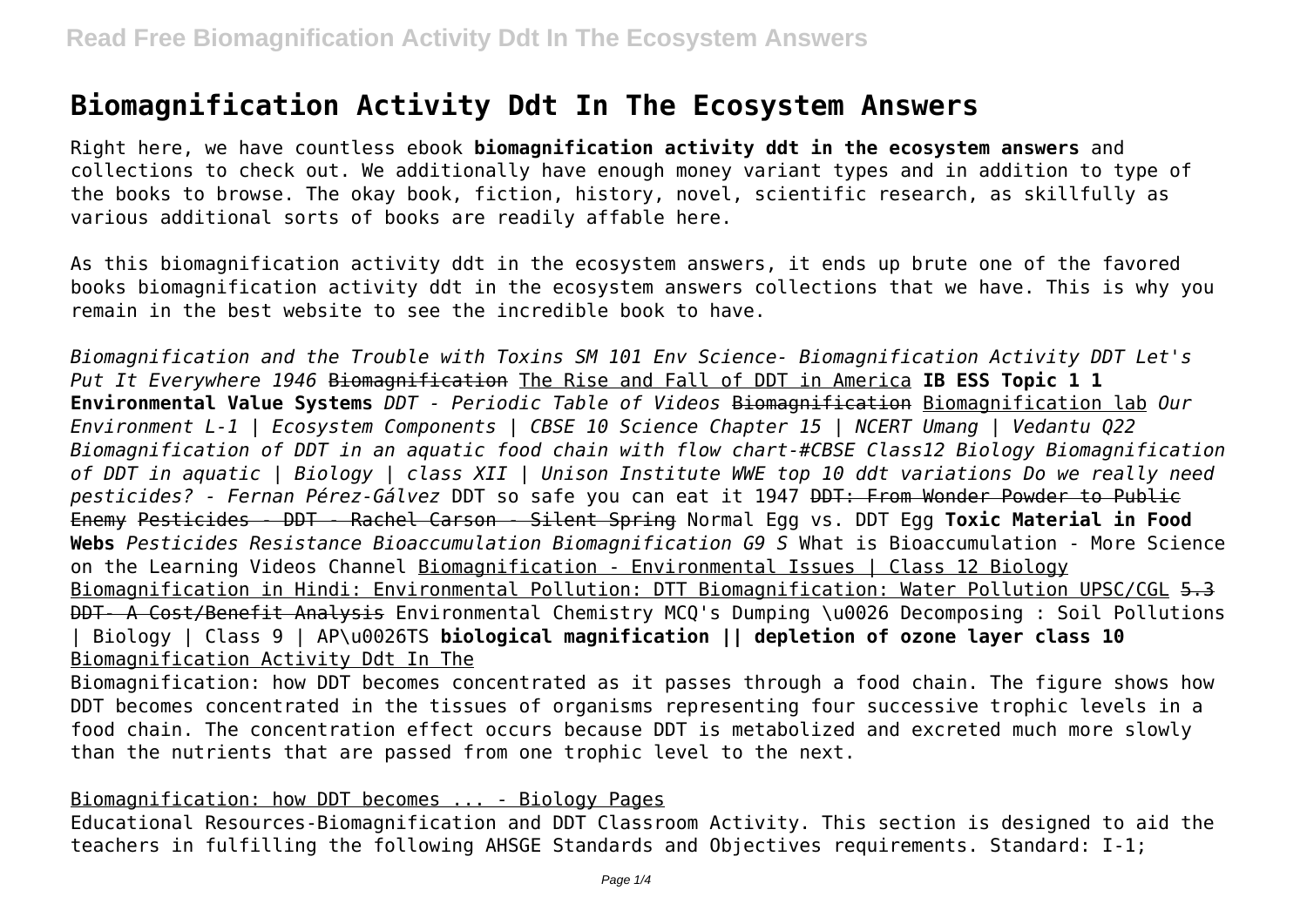# Biomagnification Activity Ddt In The Ecosystem Answers

Right here, we have countless ebook **biomagnification activity ddt in the ecosystem answers** and collections to check out. We additionally have enough money variant types and in addition to type of the books to browse. The okay book, fiction, history, novel, scientific research, as skillfully as various additional sorts of books are readily affable here.

As this biomagnification activity ddt in the ecosystem answers, it ends up brute one of the favored books biomagnification activity ddt in the ecosystem answers collections that we have. This is why you remain in the best website to see the incredible book to have.

*Biomagnification and the Trouble with Toxins SM 101 Env Science- Biomagnification Activity DDT Let's Put It Everywhere 1946* ~~Biomagnification~~ The Rise and Fall of DDT in America **IB ESS Topic 1 1 Environmental Value Systems** *DDT - Periodic Table of Videos* ~~Biomagnification~~ Biomagnification lab *Our Environment L-1 | Ecosystem Components | CBSE 10 Science Chapter 15 | NCERT Umang | Vedantu Q22 Biomagnification of DDT in an aquatic food chain with flow chart-#CBSE Class12 Biology Biomagnification of DDT in aquatic | Biology | class XII | Unison Institute WWE top 10 ddt variations Do we really need pesticides? - Fernan Pérez-Gálvez* DDT so safe you can eat it 1947 ~~DDT: From Wonder Powder to Public Enemy~~ ~~Pesticides - DDT - Rachel Carson - Silent Spring~~ Normal Egg vs. DDT Egg **Toxic Material in Food Webs** *Pesticides Resistance Bioaccumulation Biomagnification G9 S* What is Bioaccumulation - More Science on the Learning Videos Channel Biomagnification - Environmental Issues | Class 12 Biology Biomagnification in Hindi: Environmental Pollution: DTT Biomagnification: Water Pollution UPSC/CGL ~~5.3 DDT- A Cost/Benefit Analysis~~ Environmental Chemistry MCQ's Dumping \u0026 Decomposing : Soil Pollutions | Biology | Class 9 | AP\u0026TS **biological magnification || depletion of ozone layer class 10** Biomagnification Activity Ddt In The

Biomagnification: how DDT becomes concentrated as it passes through a food chain. The figure shows how DDT becomes concentrated in the tissues of organisms representing four successive trophic levels in a food chain. The concentration effect occurs because DDT is metabolized and excreted much more slowly than the nutrients that are passed from one trophic level to the next.

Biomagnification: how DDT becomes ... - Biology Pages

Educational Resources-Biomagnification and DDT Classroom Activity. This section is designed to aid the teachers in fulfilling the following AHSGE Standards and Objectives requirements. Standard: I-1;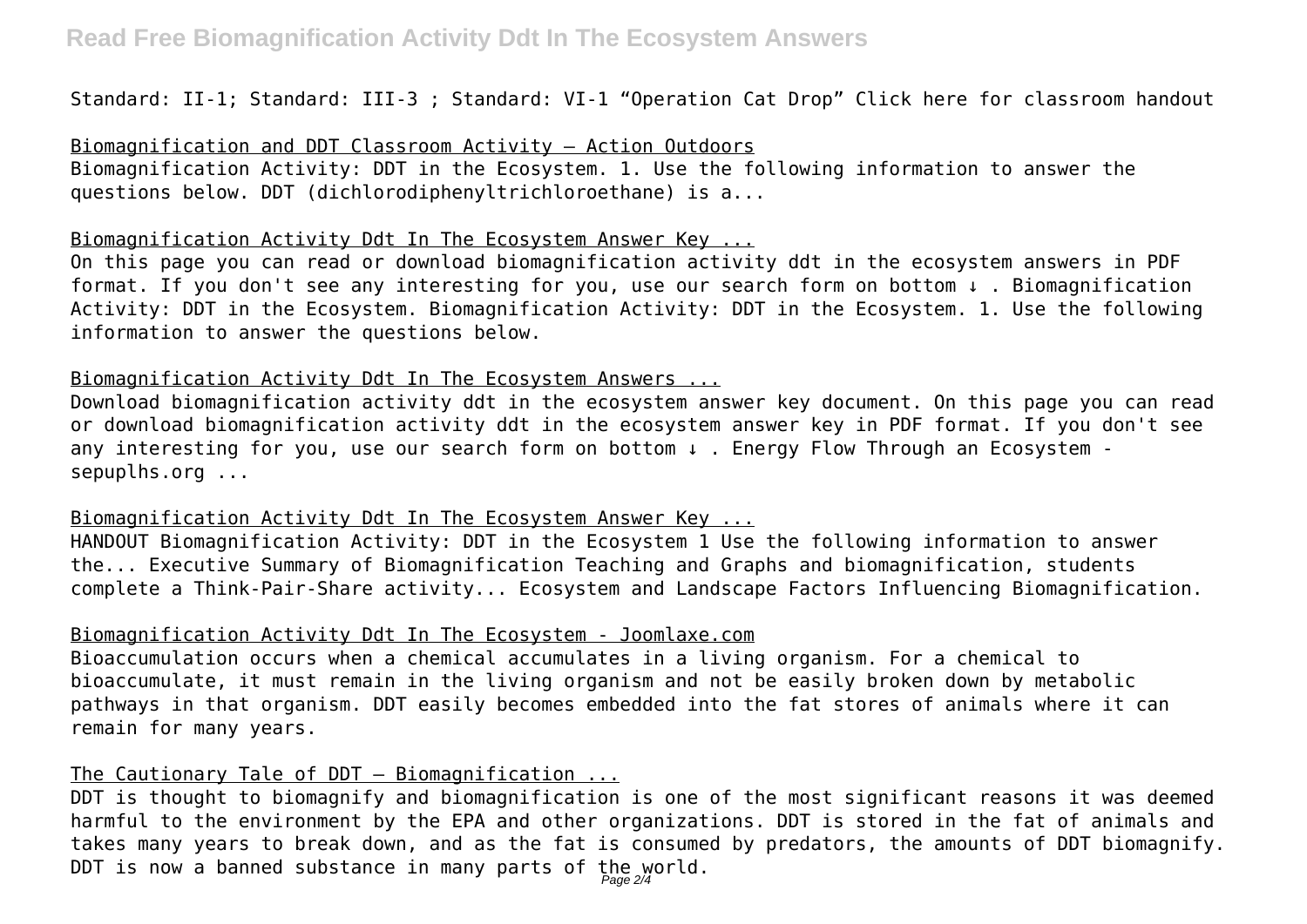Standard: II-1; Standard: III-3 ; Standard: VI-1 "Operation Cat Drop" Click here for classroom handout

Biomagnification and DDT Classroom Activity – Action Outdoors
Biomagnification Activity: DDT in the Ecosystem. 1. Use the following information to answer the questions below. DDT (dichlorodiphenyltrichloroethane) is a...

Biomagnification Activity Ddt In The Ecosystem Answer Key ...
On this page you can read or download biomagnification activity ddt in the ecosystem answers in PDF format. If you don't see any interesting for you, use our search form on bottom ↓ . Biomagnification Activity: DDT in the Ecosystem. Biomagnification Activity: DDT in the Ecosystem. 1. Use the following information to answer the questions below.

Biomagnification Activity Ddt In The Ecosystem Answers ...
Download biomagnification activity ddt in the ecosystem answer key document. On this page you can read or download biomagnification activity ddt in the ecosystem answer key in PDF format. If you don't see any interesting for you, use our search form on bottom ↓ . Energy Flow Through an Ecosystem - sepuplhs.org ...

Biomagnification Activity Ddt In The Ecosystem Answer Key ...
HANDOUT Biomagnification Activity: DDT in the Ecosystem 1 Use the following information to answer the... Executive Summary of Biomagnification Teaching and Graphs and biomagnification, students complete a Think-Pair-Share activity... Ecosystem and Landscape Factors Influencing Biomagnification.

Biomagnification Activity Ddt In The Ecosystem - Joomlaxe.com
Bioaccumulation occurs when a chemical accumulates in a living organism. For a chemical to bioaccumulate, it must remain in the living organism and not be easily broken down by metabolic pathways in that organism. DDT easily becomes embedded into the fat stores of animals where it can remain for many years.

The Cautionary Tale of DDT – Biomagnification ...
DDT is thought to biomagnify and biomagnification is one of the most significant reasons it was deemed harmful to the environment by the EPA and other organizations. DDT is stored in the fat of animals and takes many years to break down, and as the fat is consumed by predators, the amounts of DDT biomagnify. DDT is now a banned substance in many parts of the world.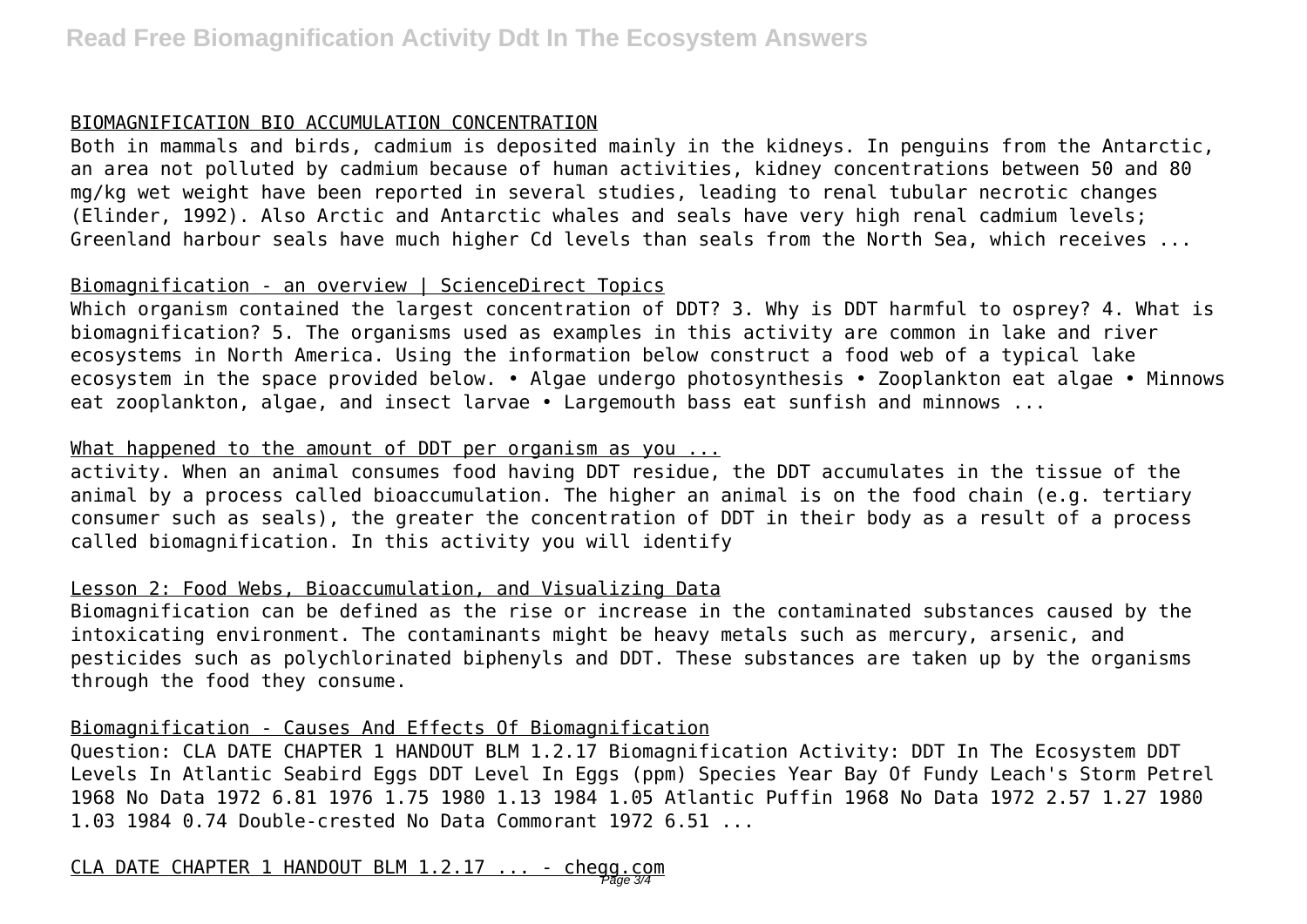BIOMAGNIFICATION BIO ACCUMULATION CONCENTRATION

Both in mammals and birds, cadmium is deposited mainly in the kidneys. In penguins from the Antarctic, an area not polluted by cadmium because of human activities, kidney concentrations between 50 and 80 mg/kg wet weight have been reported in several studies, leading to renal tubular necrotic changes (Elinder, 1992). Also Arctic and Antarctic whales and seals have very high renal cadmium levels; Greenland harbour seals have much higher Cd levels than seals from the North Sea, which receives ...

Biomagnification - an overview | ScienceDirect Topics

Which organism contained the largest concentration of DDT? 3. Why is DDT harmful to osprey? 4. What is biomagnification? 5. The organisms used as examples in this activity are common in lake and river ecosystems in North America. Using the information below construct a food web of a typical lake ecosystem in the space provided below. • Algae undergo photosynthesis • Zooplankton eat algae • Minnows eat zooplankton, algae, and insect larvae • Largemouth bass eat sunfish and minnows ...

What happened to the amount of DDT per organism as you ...

activity. When an animal consumes food having DDT residue, the DDT accumulates in the tissue of the animal by a process called bioaccumulation. The higher an animal is on the food chain (e.g. tertiary consumer such as seals), the greater the concentration of DDT in their body as a result of a process called biomagnification. In this activity you will identify

Lesson 2: Food Webs, Bioaccumulation, and Visualizing Data

Biomagnification can be defined as the rise or increase in the contaminated substances caused by the intoxicating environment. The contaminants might be heavy metals such as mercury, arsenic, and pesticides such as polychlorinated biphenyls and DDT. These substances are taken up by the organisms through the food they consume.

Biomagnification - Causes And Effects Of Biomagnification

Question: CLA DATE CHAPTER 1 HANDOUT BLM 1.2.17 Biomagnification Activity: DDT In The Ecosystem DDT Levels In Atlantic Seabird Eggs DDT Level In Eggs (ppm) Species Year Bay Of Fundy Leach's Storm Petrel 1968 No Data 1972 6.81 1976 1.75 1980 1.13 1984 1.05 Atlantic Puffin 1968 No Data 1972 2.57 1.27 1980 1.03 1984 0.74 Double-crested No Data Commorant 1972 6.51 ...

CLA DATE CHAPTER 1 HANDOUT BLM 1.2.17 ... - chegg.com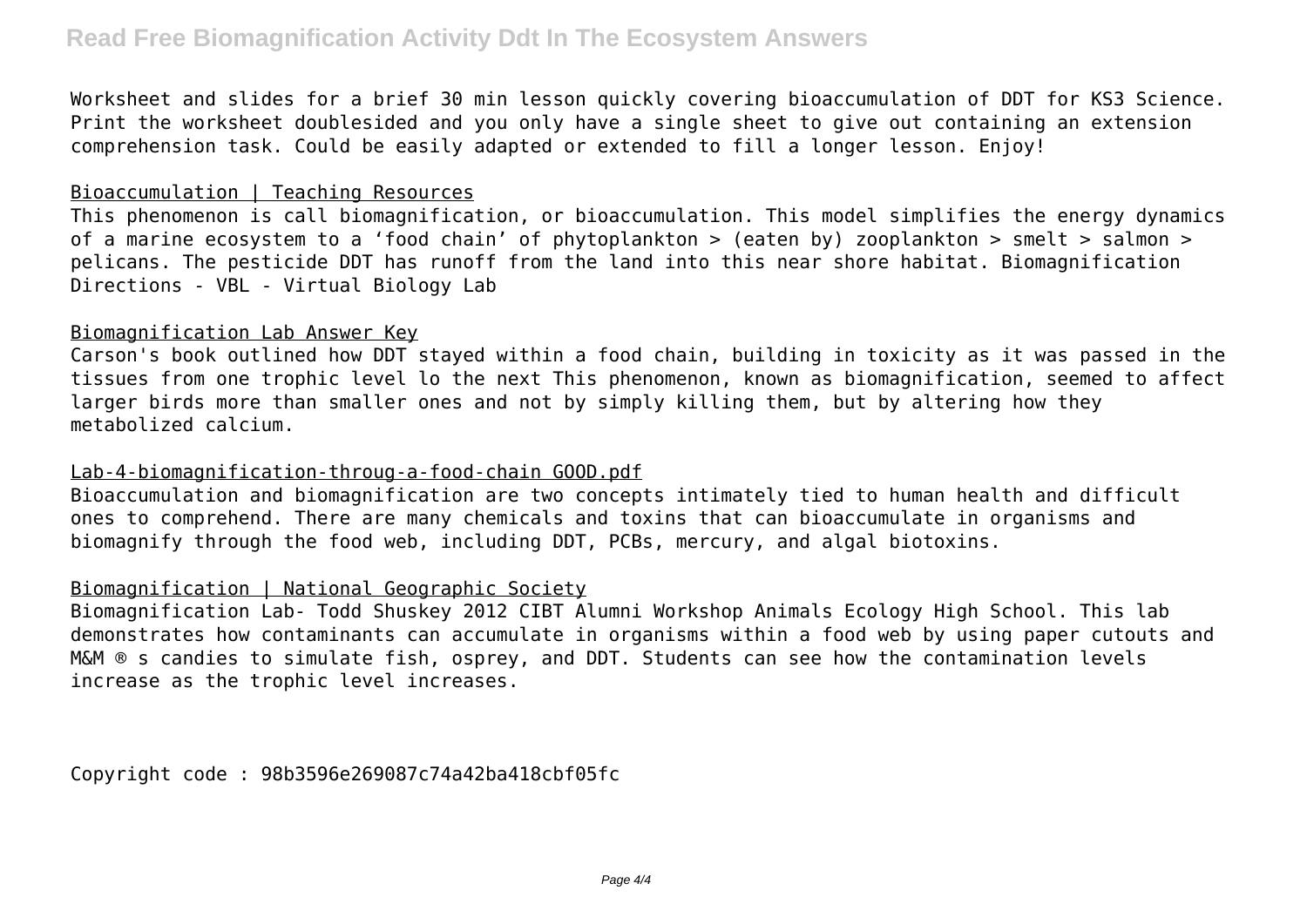Worksheet and slides for a brief 30 min lesson quickly covering bioaccumulation of DDT for KS3 Science. Print the worksheet doublesided and you only have a single sheet to give out containing an extension comprehension task. Could be easily adapted or extended to fill a longer lesson. Enjoy!

Bioaccumulation | Teaching Resources

This phenomenon is call biomagnification, or bioaccumulation. This model simplifies the energy dynamics of a marine ecosystem to a ‘food chain’ of phytoplankton > (eaten by) zooplankton > smelt > salmon > pelicans. The pesticide DDT has runoff from the land into this near shore habitat. Biomagnification Directions - VBL - Virtual Biology Lab

Biomagnification Lab Answer Key

Carson's book outlined how DDT stayed within a food chain, building in toxicity as it was passed in the tissues from one trophic level lo the next This phenomenon, known as biomagnification, seemed to affect larger birds more than smaller ones and not by simply killing them, but by altering how they metabolized calcium.

Lab-4-biomagnification-throug-a-food-chain GOOD.pdf

Bioaccumulation and biomagnification are two concepts intimately tied to human health and difficult ones to comprehend. There are many chemicals and toxins that can bioaccumulate in organisms and biomagnify through the food web, including DDT, PCBs, mercury, and algal biotoxins.

Biomagnification | National Geographic Society

Biomagnification Lab- Todd Shuskey 2012 CIBT Alumni Workshop Animals Ecology High School. This lab demonstrates how contaminants can accumulate in organisms within a food web by using paper cutouts and M&M ® s candies to simulate fish, osprey, and DDT. Students can see how the contamination levels increase as the trophic level increases.

Copyright code : 98b3596e269087c74a42ba418cbf05fc